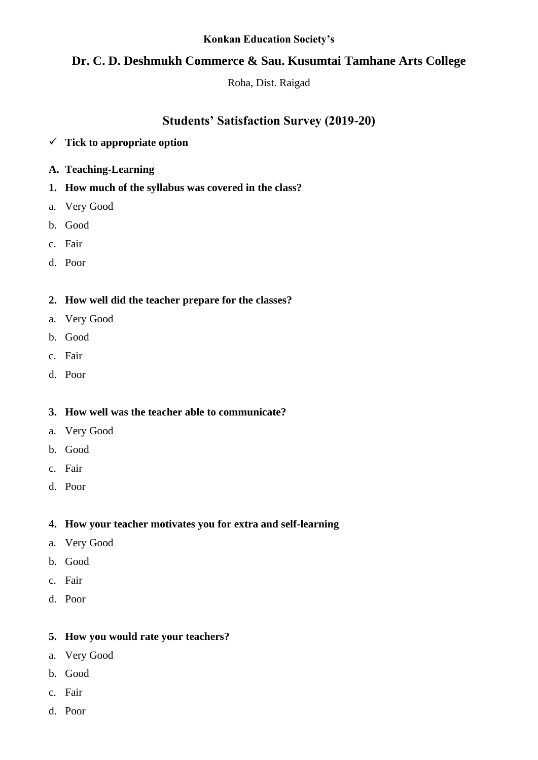**Konkan Education Society's**

# Dr. C. D. Deshmukh Commerce & Sau. Kusumtai Tamhane Arts College

Roha, Dist. Raigad

## Students' Satisfaction Survey (2019-20)

✓ **Tick to appropriate option**

**A. Teaching-Learning**

**1. How much of the syllabus was covered in the class?**

a. Very Good
b. Good
c. Fair
d. Poor

**2. How well did the teacher prepare for the classes?**

a. Very Good
b. Good
c. Fair
d. Poor

**3. How well was the teacher able to communicate?**

a. Very Good
b. Good
c. Fair
d. Poor

**4. How your teacher motivates you for extra and self-learning**

a. Very Good
b. Good
c. Fair
d. Poor

**5. How you would rate your teachers?**

a. Very Good
b. Good
c. Fair
d. Poor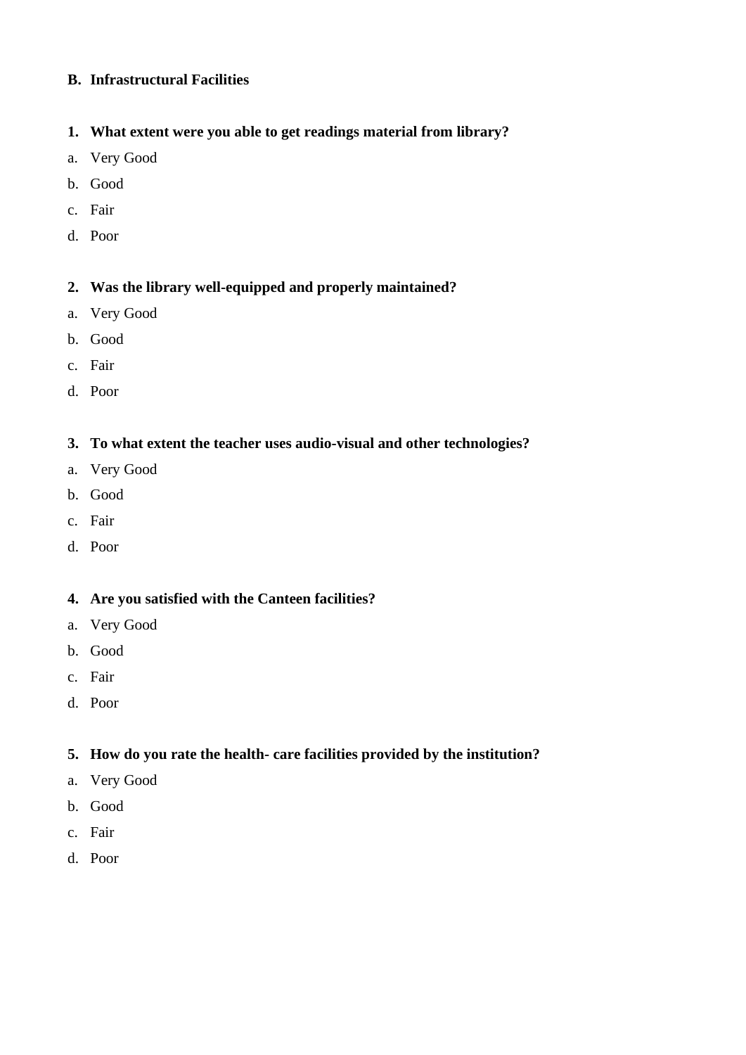**B. Infrastructural Facilities**

**1. What extent were you able to get readings material from library?**

a. Very Good

b. Good

c. Fair

d. Poor

**2. Was the library well-equipped and properly maintained?**

a. Very Good

b. Good

c. Fair

d. Poor

**3. To what extent the teacher uses audio-visual and other technologies?**

a. Very Good

b. Good

c. Fair

d. Poor

**4. Are you satisfied with the Canteen facilities?**

a. Very Good

b. Good

c. Fair

d. Poor

**5. How do you rate the health- care facilities provided by the institution?**

a. Very Good

b. Good

c. Fair

d. Poor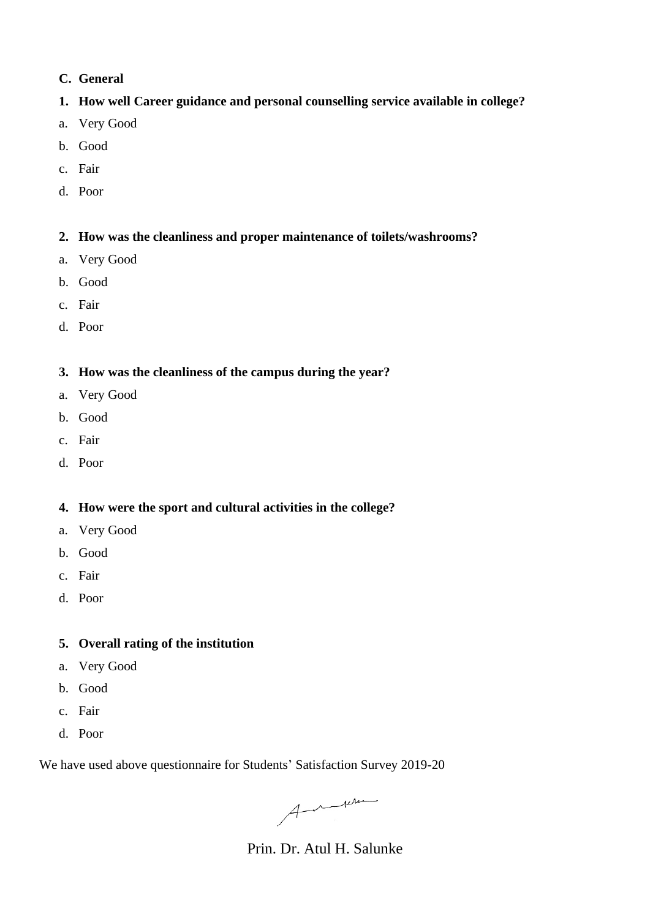**C. General**

**1. How well Career guidance and personal counselling service available in college?**

a. Very Good

b. Good

c. Fair

d. Poor

**2. How was the cleanliness and proper maintenance of toilets/washrooms?**

a. Very Good

b. Good

c. Fair

d. Poor

**3. How was the cleanliness of the campus during the year?**

a. Very Good

b. Good

c. Fair

d. Poor

**4. How were the sport and cultural activities in the college?**

a. Very Good

b. Good

c. Fair

d. Poor

**5. Overall rating of the institution**

a. Very Good

b. Good

c. Fair

d. Poor

We have used above questionnaire for Students' Satisfaction Survey 2019-20

Prin. Dr. Atul H. Salunke